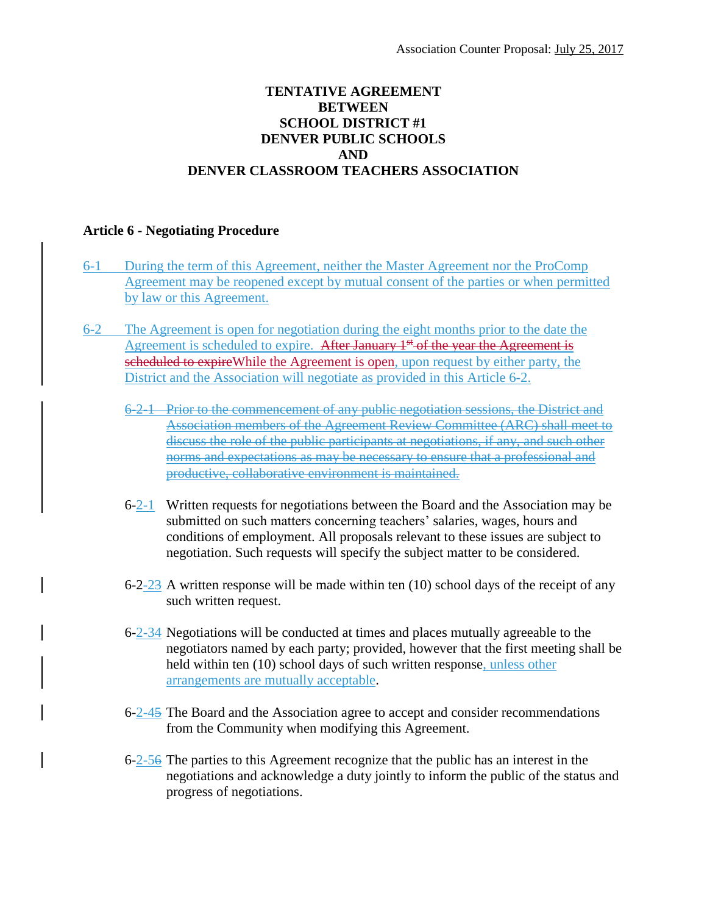Association Counter Proposal: July 25, 2017

**TENTATIVE AGREEMENT**
**BETWEEN**
**SCHOOL DISTRICT #1**
**DENVER PUBLIC SCHOOLS**
**AND**
**DENVER CLASSROOM TEACHERS ASSOCIATION**

## Article 6 - Negotiating Procedure

6-1 During the term of this Agreement, neither the Master Agreement nor the ProComp Agreement may be reopened except by mutual consent of the parties or when permitted by law or this Agreement.

6-2 The Agreement is open for negotiation during the eight months prior to the date the Agreement is scheduled to expire. ~~After January 1st of the year the Agreement is scheduled to expire~~While the Agreement is open, upon request by either party, the District and the Association will negotiate as provided in this Article 6-2.

~~6-2-1 Prior to the commencement of any public negotiation sessions, the District and Association members of the Agreement Review Committee (ARC) shall meet to discuss the role of the public participants at negotiations, if any, and such other norms and expectations as may be necessary to ensure that a professional and productive, collaborative environment is maintained.~~

6-2-1 Written requests for negotiations between the Board and the Association may be submitted on such matters concerning teachers' salaries, wages, hours and conditions of employment. All proposals relevant to these issues are subject to negotiation. Such requests will specify the subject matter to be considered.

6-2-~~3~~2 A written response will be made within ten (10) school days of the receipt of any such written request.

6-2-~~4~~3 Negotiations will be conducted at times and places mutually agreeable to the negotiators named by each party; provided, however that the first meeting shall be held within ten (10) school days of such written response, unless other arrangements are mutually acceptable.

6-2-~~5~~4 The Board and the Association agree to accept and consider recommendations from the Community when modifying this Agreement.

6-2-~~6~~5 The parties to this Agreement recognize that the public has an interest in the negotiations and acknowledge a duty jointly to inform the public of the status and progress of negotiations.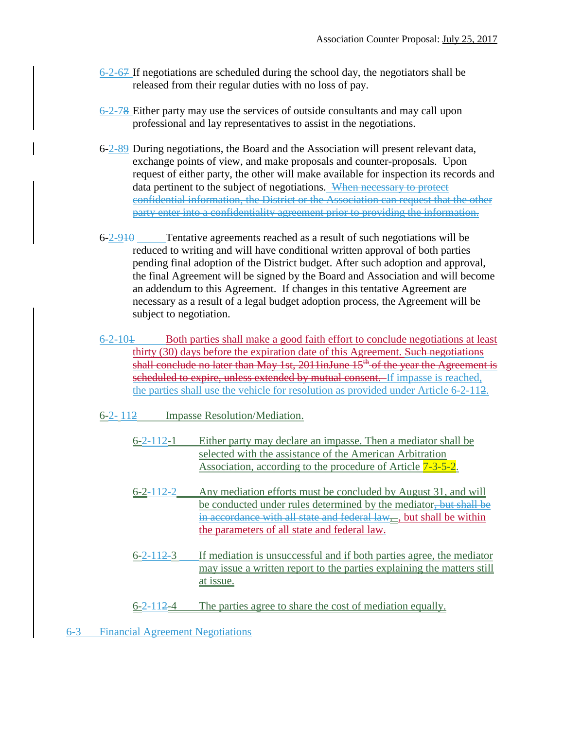Association Counter Proposal: July 25, 2017

6-2-67 If negotiations are scheduled during the school day, the negotiators shall be released from their regular duties with no loss of pay.

6-2-78 Either party may use the services of outside consultants and may call upon professional and lay representatives to assist in the negotiations.

6-2-89 During negotiations, the Board and the Association will present relevant data, exchange points of view, and make proposals and counter-proposals. Upon request of either party, the other will make available for inspection its records and data pertinent to the subject of negotiations. ~~When necessary to protect confidential information, the District or the Association can request that the other party enter into a confidentiality agreement prior to providing the information.~~

6-2-910 Tentative agreements reached as a result of such negotiations will be reduced to writing and will have conditional written approval of both parties pending final adoption of the District budget. After such adoption and approval, the final Agreement will be signed by the Board and Association and will become an addendum to this Agreement. If changes in this tentative Agreement are necessary as a result of a legal budget adoption process, the Agreement will be subject to negotiation.

6-2-101 Both parties shall make a good faith effort to conclude negotiations at least thirty (30) days before the expiration date of this Agreement. ~~Such negotiations shall conclude no later than May 1st, 2011inJune 15th of the year the Agreement is scheduled to expire, unless extended by mutual consent.~~ If impasse is reached, the parties shall use the vehicle for resolution as provided under Article 6-2-112.

6-2-112 Impasse Resolution/Mediation.

6-2-112-1 Either party may declare an impasse. Then a mediator shall be selected with the assistance of the American Arbitration Association, according to the procedure of Article 7-3-5-2.

6-2-112-2 Any mediation efforts must be concluded by August 31, and will be conducted under rules determined by the mediator~~, but shall be in accordance with all state and federal law.~~ , but shall be within the parameters of all state and federal law.

6-2-112-3 If mediation is unsuccessful and if both parties agree, the mediator may issue a written report to the parties explaining the matters still at issue.

6-2-112-4 The parties agree to share the cost of mediation equally.

6-3 Financial Agreement Negotiations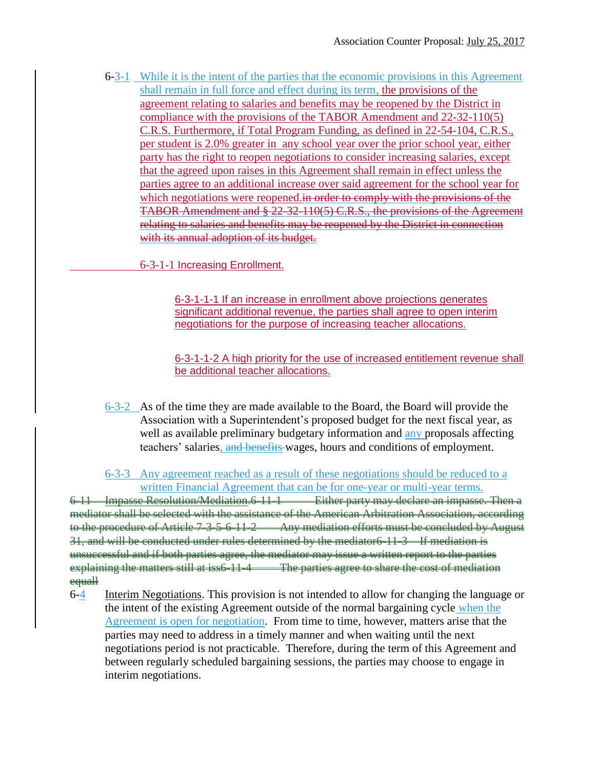Association Counter Proposal: July 25, 2017

6-3-1 While it is the intent of the parties that the economic provisions in this Agreement shall remain in full force and effect during its term, the provisions of the agreement relating to salaries and benefits may be reopened by the District in compliance with the provisions of the TABOR Amendment and 22-32-110(5) C.R.S. Furthermore, if Total Program Funding, as defined in 22-54-104, C.R.S., per student is 2.0% greater in any school year over the prior school year, either party has the right to reopen negotiations to consider increasing salaries, except that the agreed upon raises in this Agreement shall remain in effect unless the parties agree to an additional increase over said agreement for the school year for which negotiations were reopened.~~in order to comply with the provisions of the TABOR Amendment and § 22-32-110(5) C.R.S., the provisions of the Agreement relating to salaries and benefits may be reopened by the District in connection with its annual adoption of its budget.~~

6-3-1-1 Increasing Enrollment.

6-3-1-1-1 If an increase in enrollment above projections generates significant additional revenue, the parties shall agree to open interim negotiations for the purpose of increasing teacher allocations.

6-3-1-1-2 A high priority for the use of increased entitlement revenue shall be additional teacher allocations.

6-3-2 As of the time they are made available to the Board, the Board will provide the Association with a Superintendent's proposed budget for the next fiscal year, as well as available preliminary budgetary information and any proposals affecting teachers' salaries~~, and benefits~~ wages, hours and conditions of employment.

6-3-3 Any agreement reached as a result of these negotiations should be reduced to a written Financial Agreement that can be for one-year or multi-year terms.

~~6-11 Impasse Resolution/Mediation.6-11-1 Either party may declare an impasse. Then a mediator shall be selected with the assistance of the American Arbitration Association, according to the procedure of Article 7-3-5-6-11-2 Any mediation efforts must be concluded by August 31, and will be conducted under rules determined by the mediator6-11-3 If mediation is unsuccessful and if both parties agree, the mediator may issue a written report to the parties explaining the matters still at iss6-11-4 The parties agree to share the cost of mediation equall~~

6-4 Interim Negotiations. This provision is not intended to allow for changing the language or the intent of the existing Agreement outside of the normal bargaining cycle when the Agreement is open for negotiation. From time to time, however, matters arise that the parties may need to address in a timely manner and when waiting until the next negotiations period is not practicable. Therefore, during the term of this Agreement and between regularly scheduled bargaining sessions, the parties may choose to engage in interim negotiations.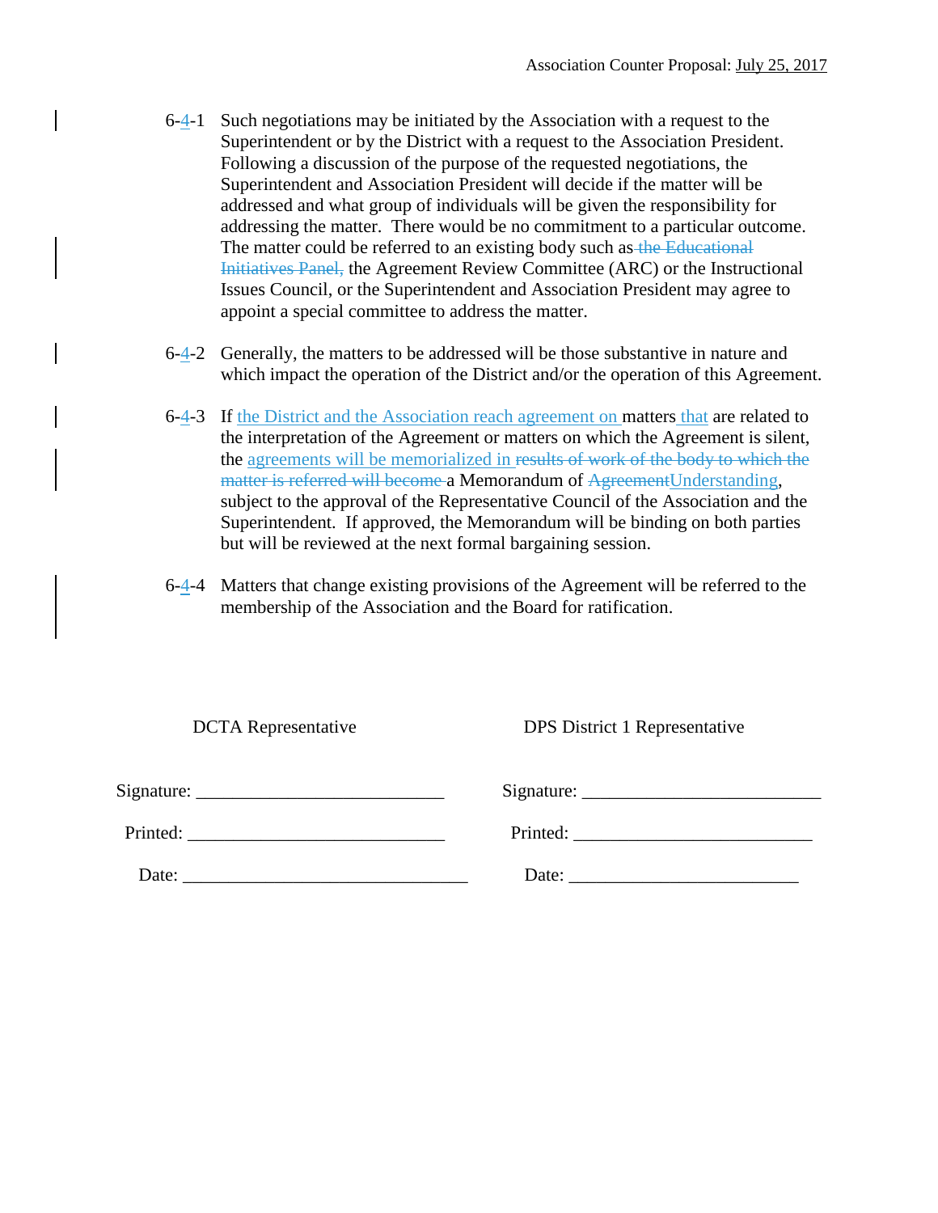Association Counter Proposal: July 25, 2017

6-4-1 Such negotiations may be initiated by the Association with a request to the Superintendent or by the District with a request to the Association President. Following a discussion of the purpose of the requested negotiations, the Superintendent and Association President will decide if the matter will be addressed and what group of individuals will be given the responsibility for addressing the matter. There would be no commitment to a particular outcome. The matter could be referred to an existing body such as ~~the Educational Initiatives Panel,~~ the Agreement Review Committee (ARC) or the Instructional Issues Council, or the Superintendent and Association President may agree to appoint a special committee to address the matter.

6-4-2 Generally, the matters to be addressed will be those substantive in nature and which impact the operation of the District and/or the operation of this Agreement.

6-4-3 If the District and the Association reach agreement on matters that are related to the interpretation of the Agreement or matters on which the Agreement is silent, the agreements will be memorialized in ~~results of work of the body to which the matter is referred will become~~ a Memorandum of ~~Agreement~~Understanding, subject to the approval of the Representative Council of the Association and the Superintendent. If approved, the Memorandum will be binding on both parties but will be reviewed at the next formal bargaining session.

6-4-4 Matters that change existing provisions of the Agreement will be referred to the membership of the Association and the Board for ratification.

| DCTA Representative | DPS District 1 Representative |
| --- | --- |
| Signature: ___________________________ | Signature: ___________________________ |
| Printed: ____________________________ | Printed: ___________________________ |
| Date: ______________________________ | Date: _________________________ |